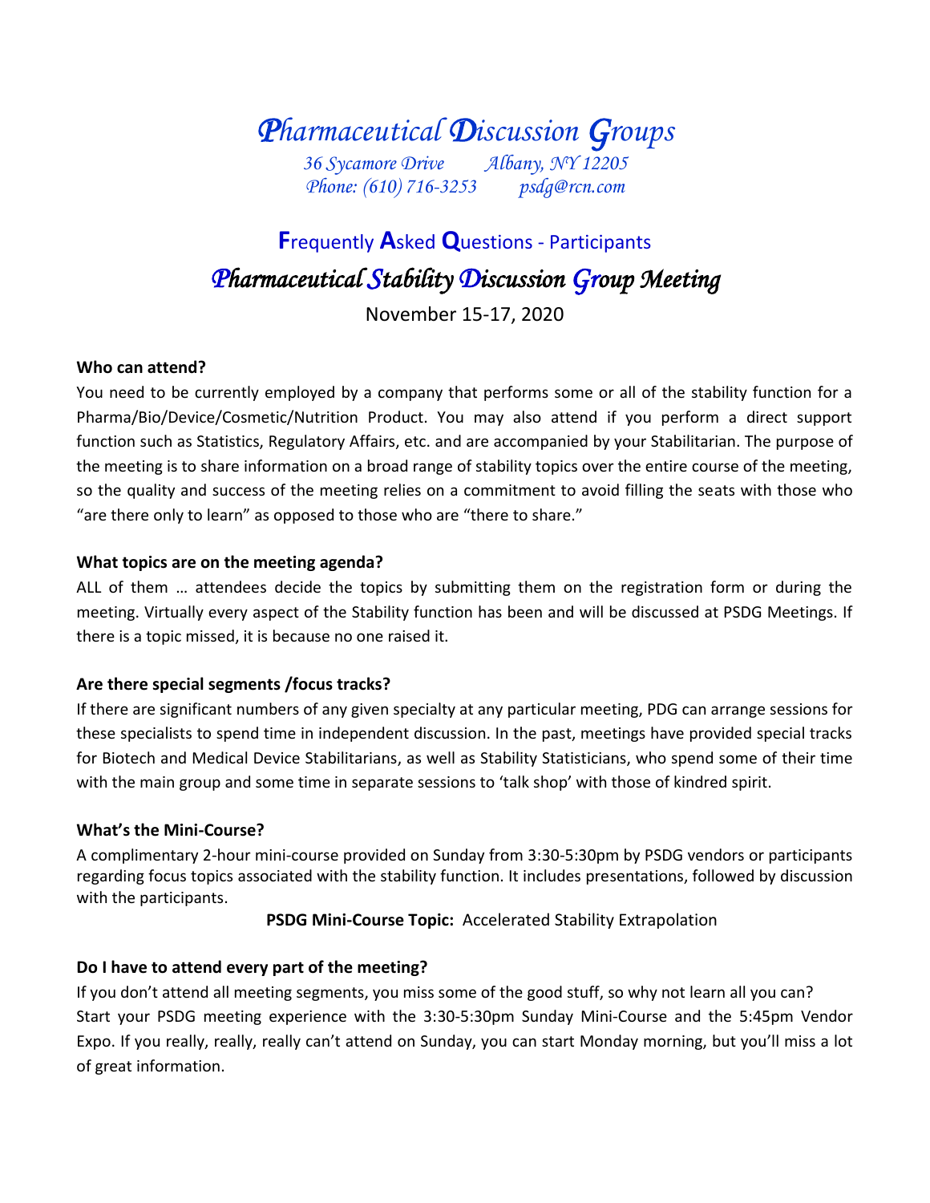# *Pharmaceutical Discussion Groups*

*36 Sycamore Drive Albany, NY 12205*
*Phone: (610) 716-3253 psdg@rcn.com*

## Frequently Asked Questions - Participants

## *Pharmaceutical Stability Discussion Group Meeting*

November 15-17, 2020

**Who can attend?**

You need to be currently employed by a company that performs some or all of the stability function for a Pharma/Bio/Device/Cosmetic/Nutrition Product. You may also attend if you perform a direct support function such as Statistics, Regulatory Affairs, etc. and are accompanied by your Stabilitarian. The purpose of the meeting is to share information on a broad range of stability topics over the entire course of the meeting, so the quality and success of the meeting relies on a commitment to avoid filling the seats with those who "are there only to learn" as opposed to those who are "there to share."

**What topics are on the meeting agenda?**

ALL of them … attendees decide the topics by submitting them on the registration form or during the meeting. Virtually every aspect of the Stability function has been and will be discussed at PSDG Meetings. If there is a topic missed, it is because no one raised it.

**Are there special segments /focus tracks?**

If there are significant numbers of any given specialty at any particular meeting, PDG can arrange sessions for these specialists to spend time in independent discussion. In the past, meetings have provided special tracks for Biotech and Medical Device Stabilitarians, as well as Stability Statisticians, who spend some of their time with the main group and some time in separate sessions to 'talk shop' with those of kindred spirit.

**What's the Mini-Course?**

A complimentary 2-hour mini-course provided on Sunday from 3:30-5:30pm by PSDG vendors or participants regarding focus topics associated with the stability function. It includes presentations, followed by discussion with the participants.

**PSDG Mini-Course Topic:** Accelerated Stability Extrapolation

**Do I have to attend every part of the meeting?**

If you don't attend all meeting segments, you miss some of the good stuff, so why not learn all you can? Start your PSDG meeting experience with the 3:30-5:30pm Sunday Mini-Course and the 5:45pm Vendor Expo. If you really, really, really can't attend on Sunday, you can start Monday morning, but you'll miss a lot of great information.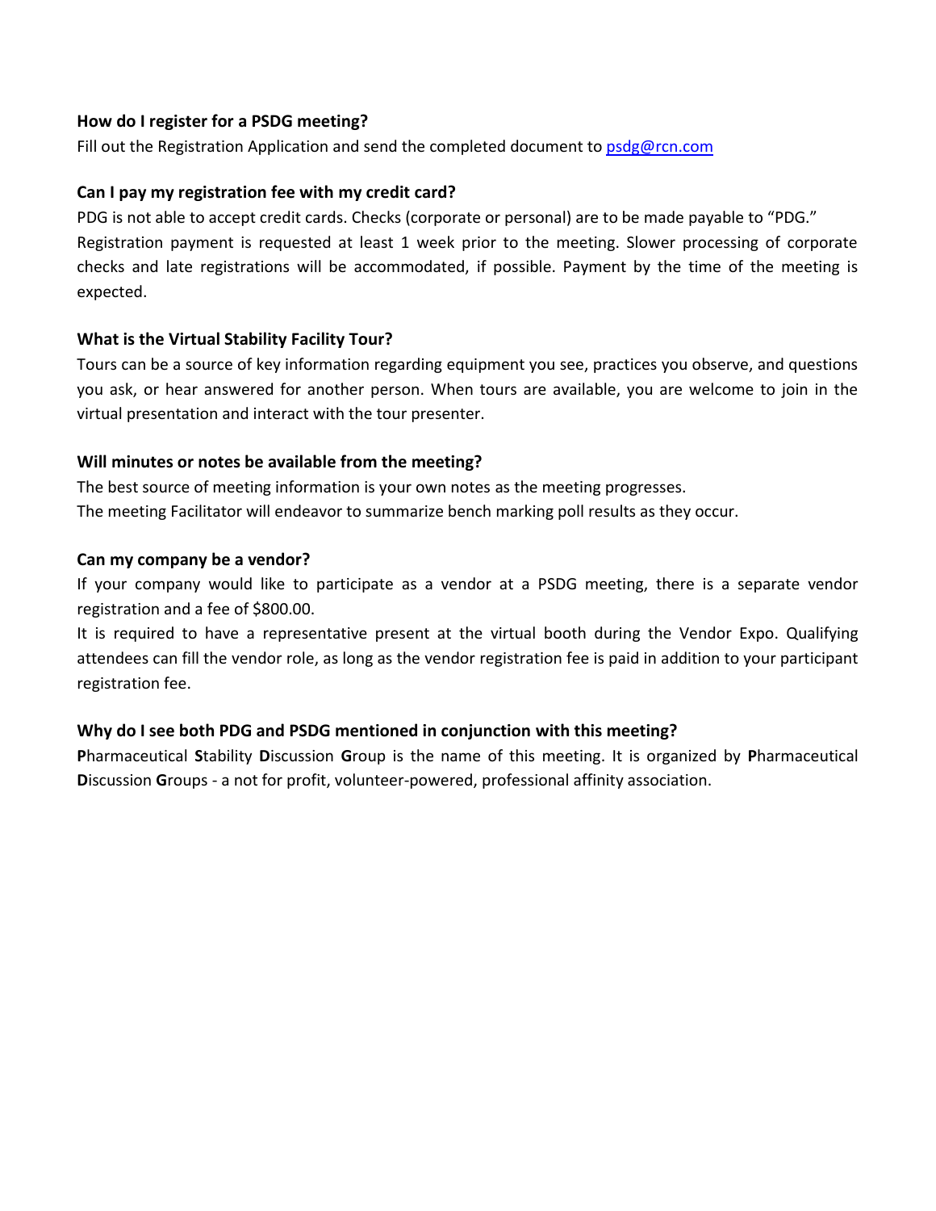**How do I register for a PSDG meeting?**

Fill out the Registration Application and send the completed document to [psdg@rcn.com](mailto:psdg@rcn.com)

**Can I pay my registration fee with my credit card?**

PDG is not able to accept credit cards. Checks (corporate or personal) are to be made payable to "PDG." Registration payment is requested at least 1 week prior to the meeting. Slower processing of corporate checks and late registrations will be accommodated, if possible. Payment by the time of the meeting is expected.

**What is the Virtual Stability Facility Tour?**

Tours can be a source of key information regarding equipment you see, practices you observe, and questions you ask, or hear answered for another person. When tours are available, you are welcome to join in the virtual presentation and interact with the tour presenter.

**Will minutes or notes be available from the meeting?**

The best source of meeting information is your own notes as the meeting progresses.
The meeting Facilitator will endeavor to summarize bench marking poll results as they occur.

**Can my company be a vendor?**

If your company would like to participate as a vendor at a PSDG meeting, there is a separate vendor registration and a fee of $800.00.
It is required to have a representative present at the virtual booth during the Vendor Expo. Qualifying attendees can fill the vendor role, as long as the vendor registration fee is paid in addition to your participant registration fee.

**Why do I see both PDG and PSDG mentioned in conjunction with this meeting?**

**P**harmaceutical **S**tability **D**iscussion **G**roup is the name of this meeting. It is organized by **P**harmaceutical **D**iscussion **G**roups - a not for profit, volunteer-powered, professional affinity association.